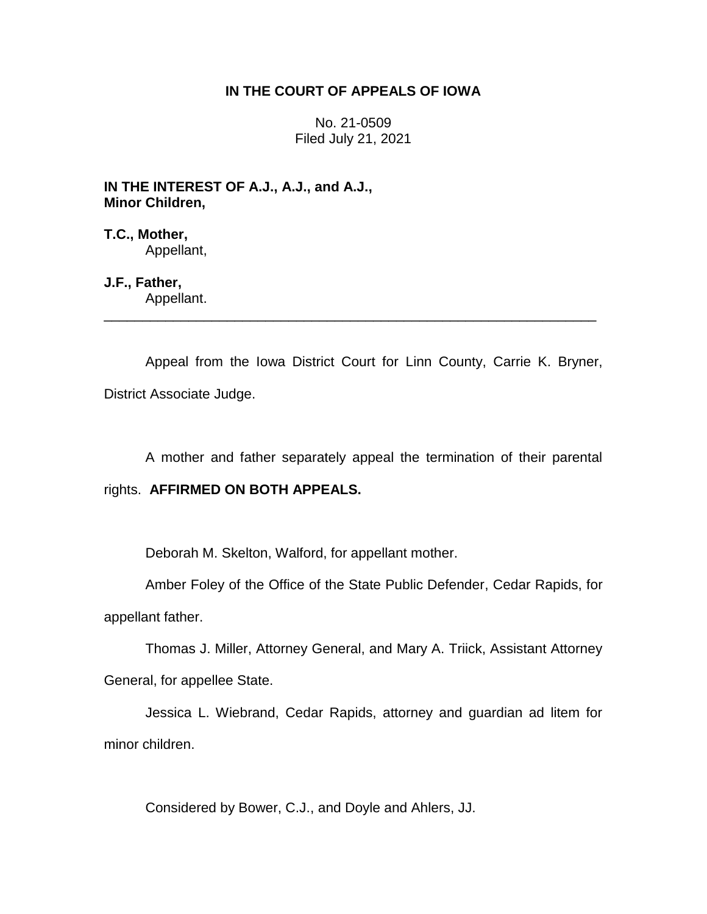**IN THE COURT OF APPEALS OF IOWA**

No. 21-0509
Filed July 21, 2021

**IN THE INTEREST OF A.J., A.J., and A.J.,
Minor Children,**

**T.C., Mother,**
Appellant,

**J.F., Father,**
Appellant.

---

Appeal from the Iowa District Court for Linn County, Carrie K. Bryner, District Associate Judge.

A mother and father separately appeal the termination of their parental rights. **AFFIRMED ON BOTH APPEALS.**

Deborah M. Skelton, Walford, for appellant mother.

Amber Foley of the Office of the State Public Defender, Cedar Rapids, for appellant father.

Thomas J. Miller, Attorney General, and Mary A. Triick, Assistant Attorney General, for appellee State.

Jessica L. Wiebrand, Cedar Rapids, attorney and guardian ad litem for minor children.

Considered by Bower, C.J., and Doyle and Ahlers, JJ.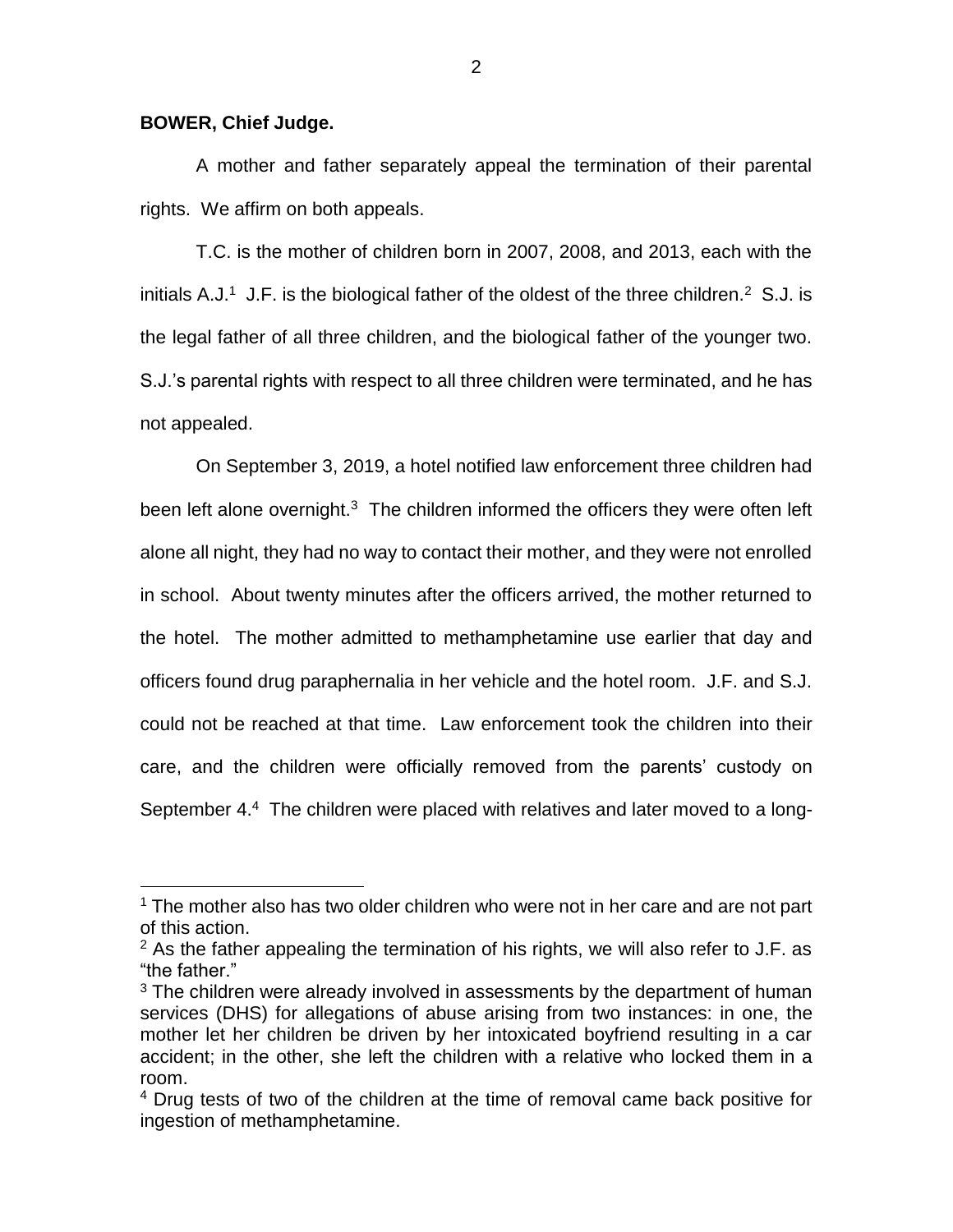**BOWER, Chief Judge.**

A mother and father separately appeal the termination of their parental rights. We affirm on both appeals.

T.C. is the mother of children born in 2007, 2008, and 2013, each with the initials A.J.[1] J.F. is the biological father of the oldest of the three children.[2] S.J. is the legal father of all three children, and the biological father of the younger two. S.J.'s parental rights with respect to all three children were terminated, and he has not appealed.

On September 3, 2019, a hotel notified law enforcement three children had been left alone overnight.[3] The children informed the officers they were often left alone all night, they had no way to contact their mother, and they were not enrolled in school. About twenty minutes after the officers arrived, the mother returned to the hotel. The mother admitted to methamphetamine use earlier that day and officers found drug paraphernalia in her vehicle and the hotel room. J.F. and S.J. could not be reached at that time. Law enforcement took the children into their care, and the children were officially removed from the parents' custody on September 4.[4] The children were placed with relatives and later moved to a long-

---

[1] The mother also has two older children who were not in her care and are not part of this action.

[2] As the father appealing the termination of his rights, we will also refer to J.F. as "the father."

[3] The children were already involved in assessments by the department of human services (DHS) for allegations of abuse arising from two instances: in one, the mother let her children be driven by her intoxicated boyfriend resulting in a car accident; in the other, she left the children with a relative who locked them in a room.

[4] Drug tests of two of the children at the time of removal came back positive for ingestion of methamphetamine.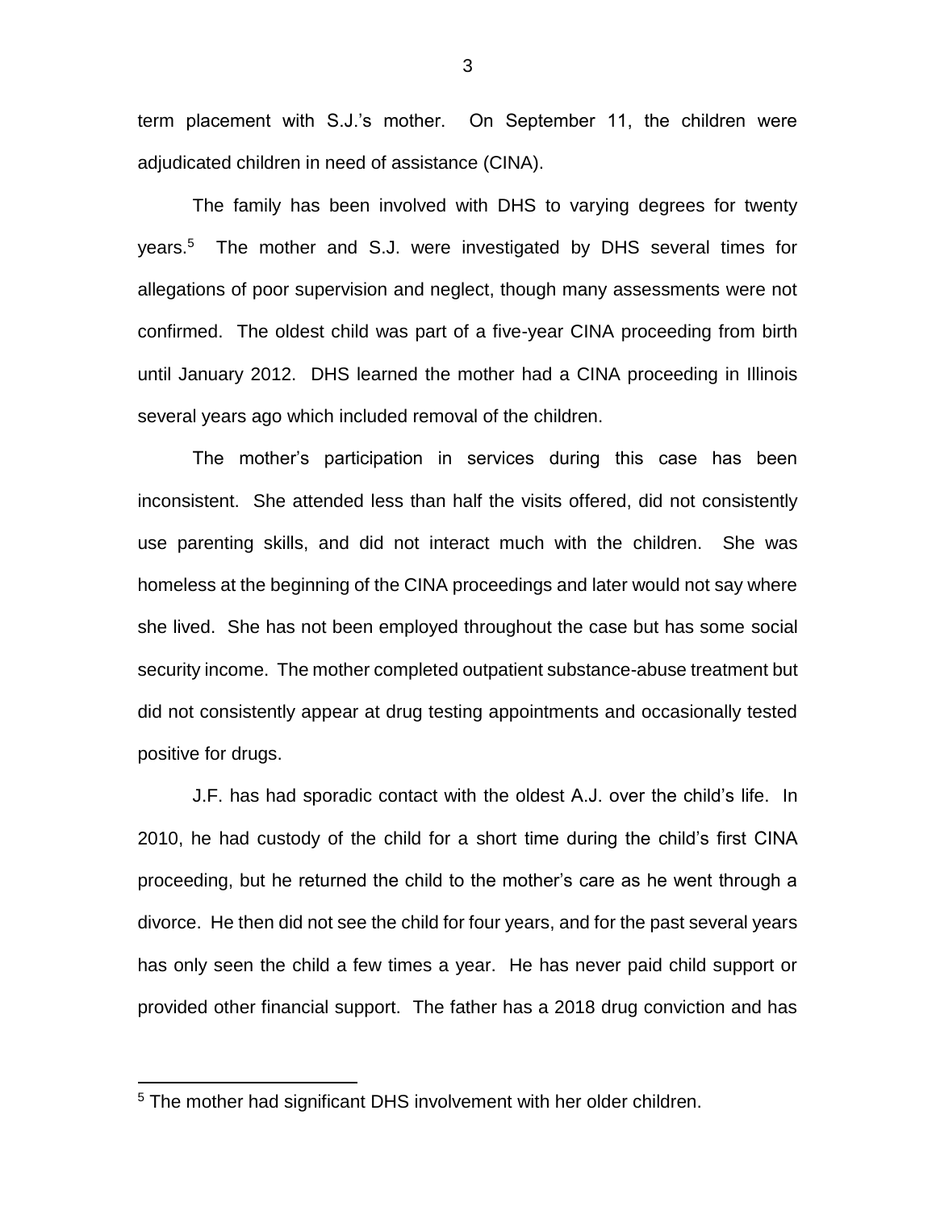term placement with S.J.'s mother. On September 11, the children were adjudicated children in need of assistance (CINA).

The family has been involved with DHS to varying degrees for twenty years.[5] The mother and S.J. were investigated by DHS several times for allegations of poor supervision and neglect, though many assessments were not confirmed. The oldest child was part of a five-year CINA proceeding from birth until January 2012. DHS learned the mother had a CINA proceeding in Illinois several years ago which included removal of the children.

The mother's participation in services during this case has been inconsistent. She attended less than half the visits offered, did not consistently use parenting skills, and did not interact much with the children. She was homeless at the beginning of the CINA proceedings and later would not say where she lived. She has not been employed throughout the case but has some social security income. The mother completed outpatient substance-abuse treatment but did not consistently appear at drug testing appointments and occasionally tested positive for drugs.

J.F. has had sporadic contact with the oldest A.J. over the child's life. In 2010, he had custody of the child for a short time during the child's first CINA proceeding, but he returned the child to the mother's care as he went through a divorce. He then did not see the child for four years, and for the past several years has only seen the child a few times a year. He has never paid child support or provided other financial support. The father has a 2018 drug conviction and has

[5] The mother had significant DHS involvement with her older children.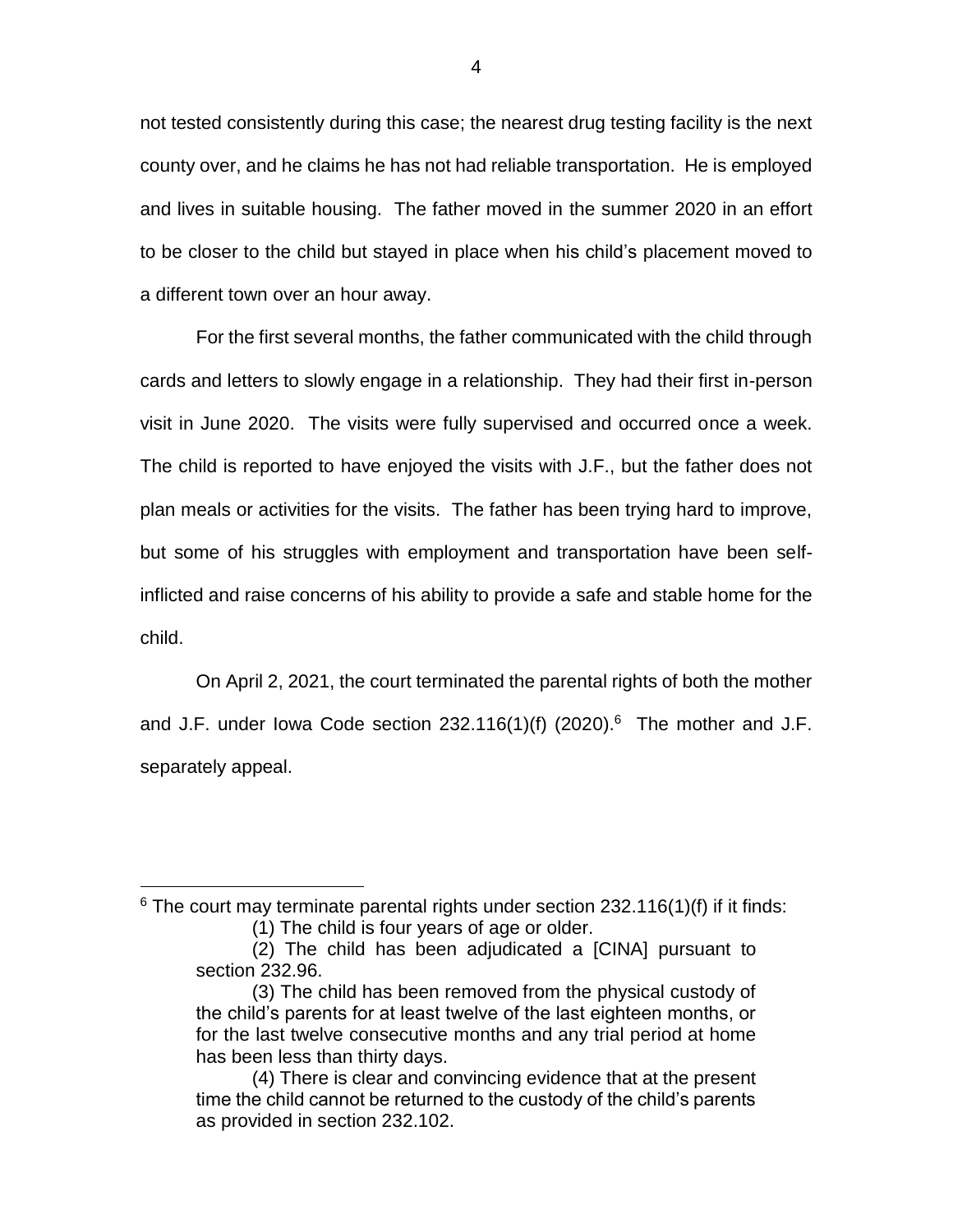not tested consistently during this case; the nearest drug testing facility is the next county over, and he claims he has not had reliable transportation. He is employed and lives in suitable housing. The father moved in the summer 2020 in an effort to be closer to the child but stayed in place when his child's placement moved to a different town over an hour away.

For the first several months, the father communicated with the child through cards and letters to slowly engage in a relationship. They had their first in-person visit in June 2020. The visits were fully supervised and occurred once a week. The child is reported to have enjoyed the visits with J.F., but the father does not plan meals or activities for the visits. The father has been trying hard to improve, but some of his struggles with employment and transportation have been self-inflicted and raise concerns of his ability to provide a safe and stable home for the child.

On April 2, 2021, the court terminated the parental rights of both the mother and J.F. under Iowa Code section 232.116(1)(f) (2020).[6] The mother and J.F. separately appeal.

---

[6] The court may terminate parental rights under section 232.116(1)(f) if it finds:

> (1) The child is four years of age or older.
>
> (2) The child has been adjudicated a [CINA] pursuant to section 232.96.
>
> (3) The child has been removed from the physical custody of the child's parents for at least twelve of the last eighteen months, or for the last twelve consecutive months and any trial period at home has been less than thirty days.
>
> (4) There is clear and convincing evidence that at the present time the child cannot be returned to the custody of the child's parents as provided in section 232.102.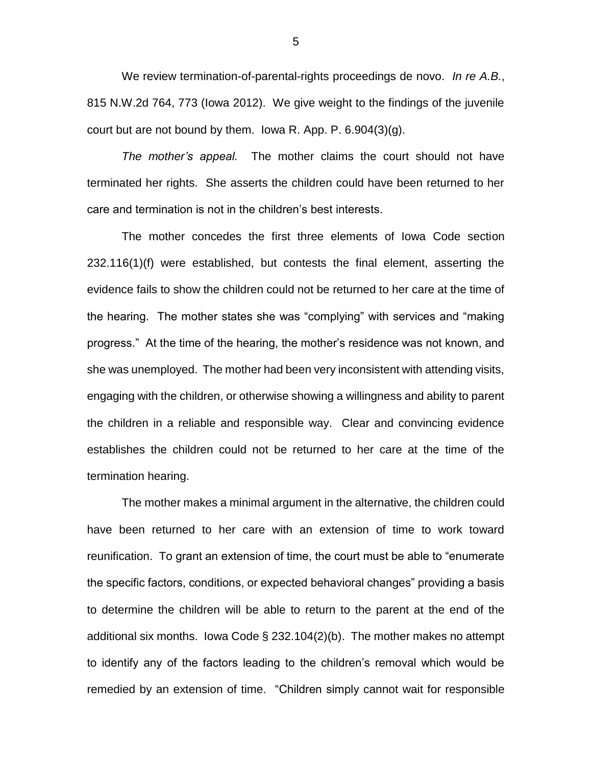We review termination-of-parental-rights proceedings de novo. *In re A.B.*, 815 N.W.2d 764, 773 (Iowa 2012). We give weight to the findings of the juvenile court but are not bound by them. Iowa R. App. P. 6.904(3)(g).

*The mother's appeal.* The mother claims the court should not have terminated her rights. She asserts the children could have been returned to her care and termination is not in the children's best interests.

The mother concedes the first three elements of Iowa Code section 232.116(1)(f) were established, but contests the final element, asserting the evidence fails to show the children could not be returned to her care at the time of the hearing. The mother states she was "complying" with services and "making progress." At the time of the hearing, the mother's residence was not known, and she was unemployed. The mother had been very inconsistent with attending visits, engaging with the children, or otherwise showing a willingness and ability to parent the children in a reliable and responsible way. Clear and convincing evidence establishes the children could not be returned to her care at the time of the termination hearing.

The mother makes a minimal argument in the alternative, the children could have been returned to her care with an extension of time to work toward reunification. To grant an extension of time, the court must be able to "enumerate the specific factors, conditions, or expected behavioral changes" providing a basis to determine the children will be able to return to the parent at the end of the additional six months. Iowa Code § 232.104(2)(b). The mother makes no attempt to identify any of the factors leading to the children's removal which would be remedied by an extension of time. "Children simply cannot wait for responsible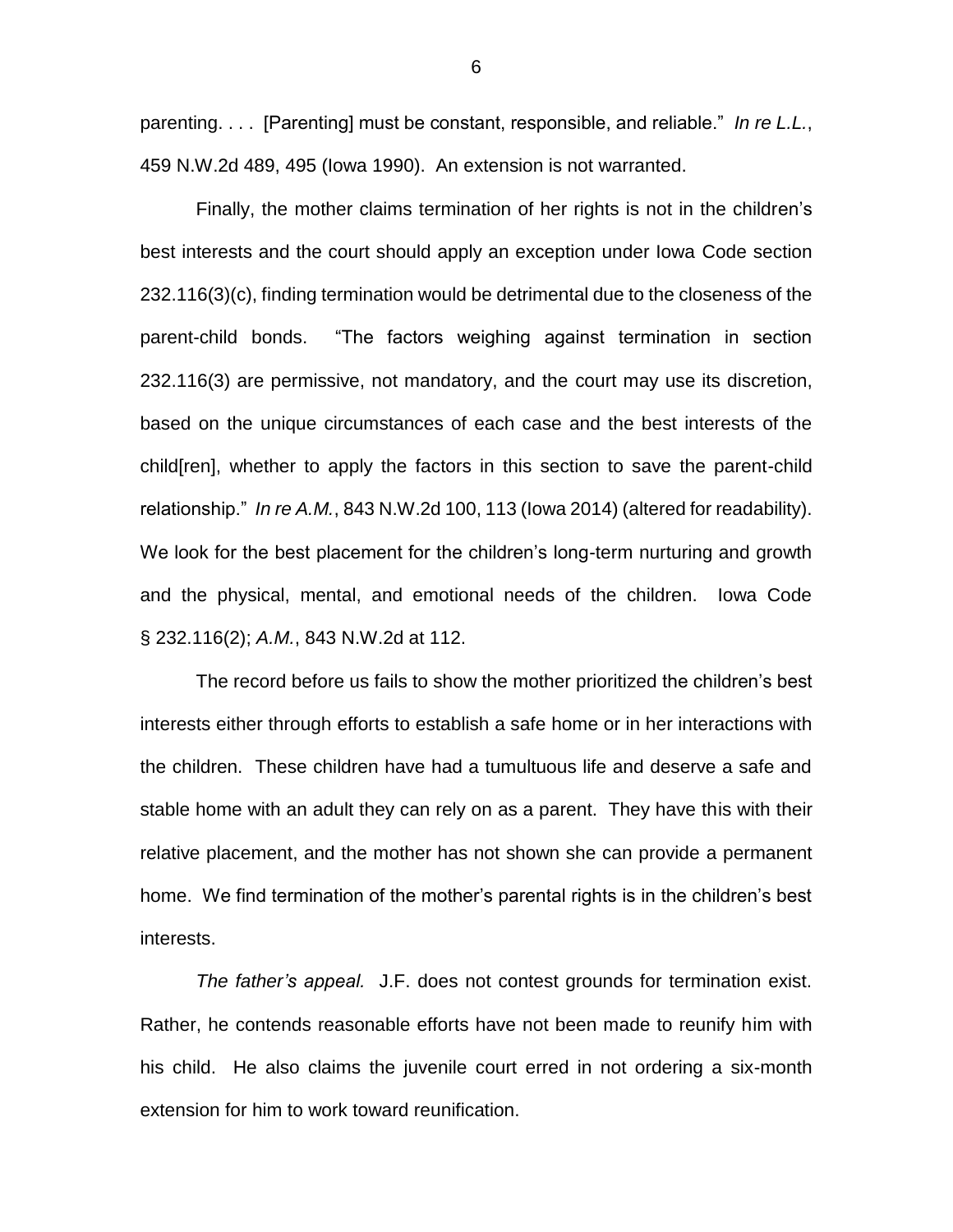parenting. . . . [Parenting] must be constant, responsible, and reliable." *In re L.L.*, 459 N.W.2d 489, 495 (Iowa 1990). An extension is not warranted.

Finally, the mother claims termination of her rights is not in the children's best interests and the court should apply an exception under Iowa Code section 232.116(3)(c), finding termination would be detrimental due to the closeness of the parent-child bonds. "The factors weighing against termination in section 232.116(3) are permissive, not mandatory, and the court may use its discretion, based on the unique circumstances of each case and the best interests of the child[ren], whether to apply the factors in this section to save the parent-child relationship." *In re A.M.*, 843 N.W.2d 100, 113 (Iowa 2014) (altered for readability). We look for the best placement for the children's long-term nurturing and growth and the physical, mental, and emotional needs of the children. Iowa Code § 232.116(2); *A.M.*, 843 N.W.2d at 112.

The record before us fails to show the mother prioritized the children's best interests either through efforts to establish a safe home or in her interactions with the children. These children have had a tumultuous life and deserve a safe and stable home with an adult they can rely on as a parent. They have this with their relative placement, and the mother has not shown she can provide a permanent home. We find termination of the mother's parental rights is in the children's best interests.

*The father's appeal.* J.F. does not contest grounds for termination exist. Rather, he contends reasonable efforts have not been made to reunify him with his child. He also claims the juvenile court erred in not ordering a six-month extension for him to work toward reunification.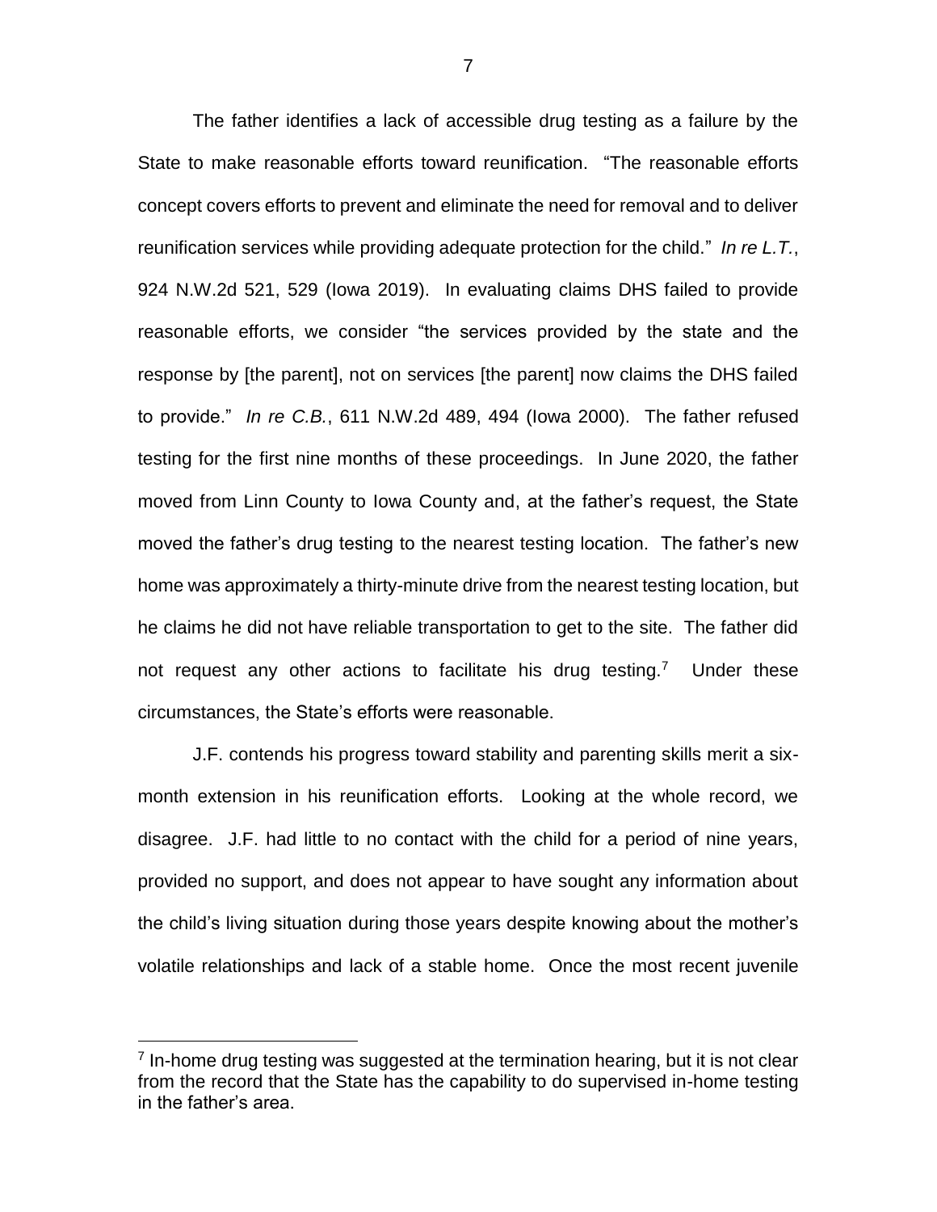The father identifies a lack of accessible drug testing as a failure by the State to make reasonable efforts toward reunification. "The reasonable efforts concept covers efforts to prevent and eliminate the need for removal and to deliver reunification services while providing adequate protection for the child." *In re L.T.*, 924 N.W.2d 521, 529 (Iowa 2019). In evaluating claims DHS failed to provide reasonable efforts, we consider "the services provided by the state and the response by [the parent], not on services [the parent] now claims the DHS failed to provide." *In re C.B.*, 611 N.W.2d 489, 494 (Iowa 2000). The father refused testing for the first nine months of these proceedings. In June 2020, the father moved from Linn County to Iowa County and, at the father's request, the State moved the father's drug testing to the nearest testing location. The father's new home was approximately a thirty-minute drive from the nearest testing location, but he claims he did not have reliable transportation to get to the site. The father did not request any other actions to facilitate his drug testing.[7] Under these circumstances, the State's efforts were reasonable.

J.F. contends his progress toward stability and parenting skills merit a six-month extension in his reunification efforts. Looking at the whole record, we disagree. J.F. had little to no contact with the child for a period of nine years, provided no support, and does not appear to have sought any information about the child's living situation during those years despite knowing about the mother's volatile relationships and lack of a stable home. Once the most recent juvenile

[7] In-home drug testing was suggested at the termination hearing, but it is not clear from the record that the State has the capability to do supervised in-home testing in the father's area.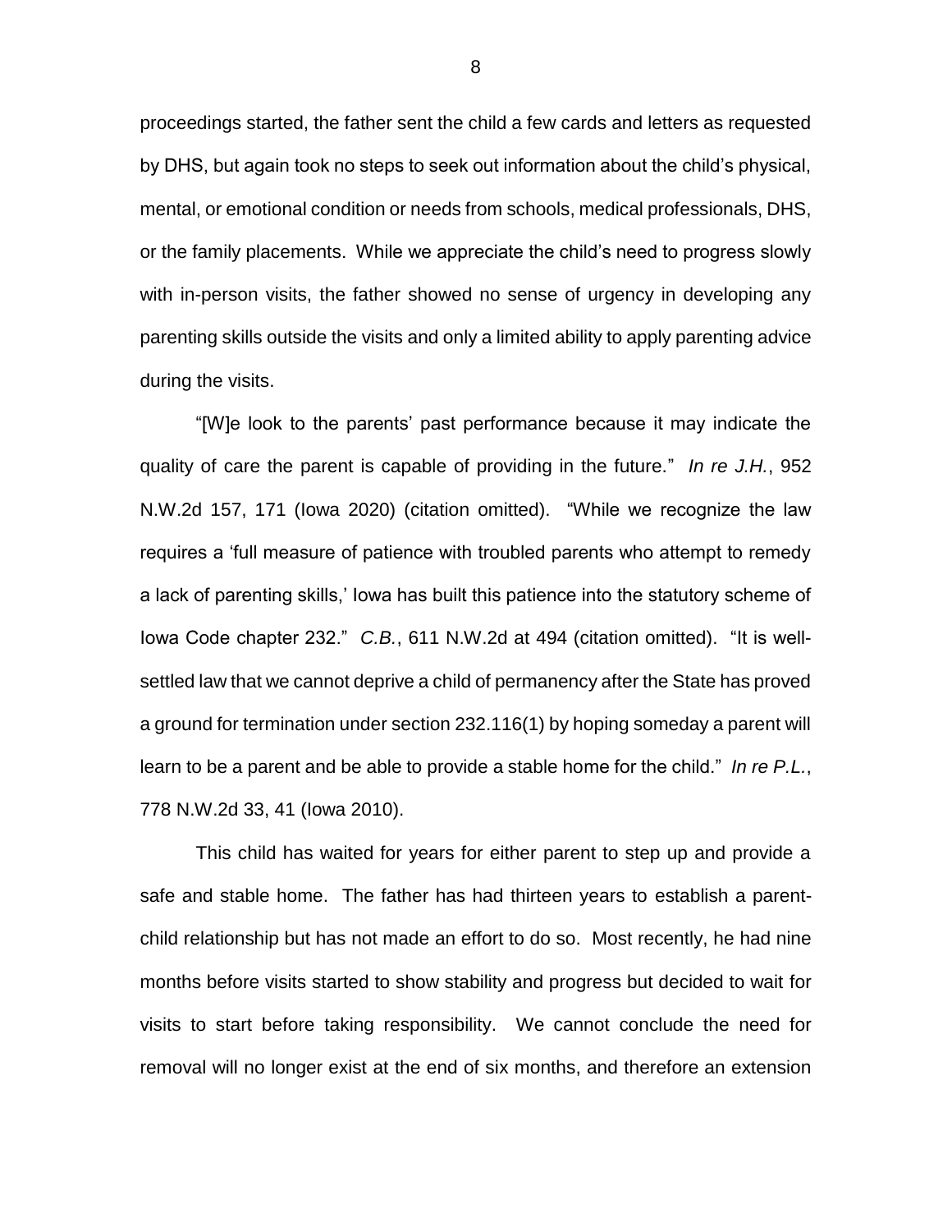proceedings started, the father sent the child a few cards and letters as requested by DHS, but again took no steps to seek out information about the child's physical, mental, or emotional condition or needs from schools, medical professionals, DHS, or the family placements. While we appreciate the child's need to progress slowly with in-person visits, the father showed no sense of urgency in developing any parenting skills outside the visits and only a limited ability to apply parenting advice during the visits.

"[W]e look to the parents' past performance because it may indicate the quality of care the parent is capable of providing in the future." *In re J.H.*, 952 N.W.2d 157, 171 (Iowa 2020) (citation omitted). "While we recognize the law requires a 'full measure of patience with troubled parents who attempt to remedy a lack of parenting skills,' Iowa has built this patience into the statutory scheme of Iowa Code chapter 232." *C.B.*, 611 N.W.2d at 494 (citation omitted). "It is well-settled law that we cannot deprive a child of permanency after the State has proved a ground for termination under section 232.116(1) by hoping someday a parent will learn to be a parent and be able to provide a stable home for the child." *In re P.L.*, 778 N.W.2d 33, 41 (Iowa 2010).

This child has waited for years for either parent to step up and provide a safe and stable home. The father has had thirteen years to establish a parent-child relationship but has not made an effort to do so. Most recently, he had nine months before visits started to show stability and progress but decided to wait for visits to start before taking responsibility. We cannot conclude the need for removal will no longer exist at the end of six months, and therefore an extension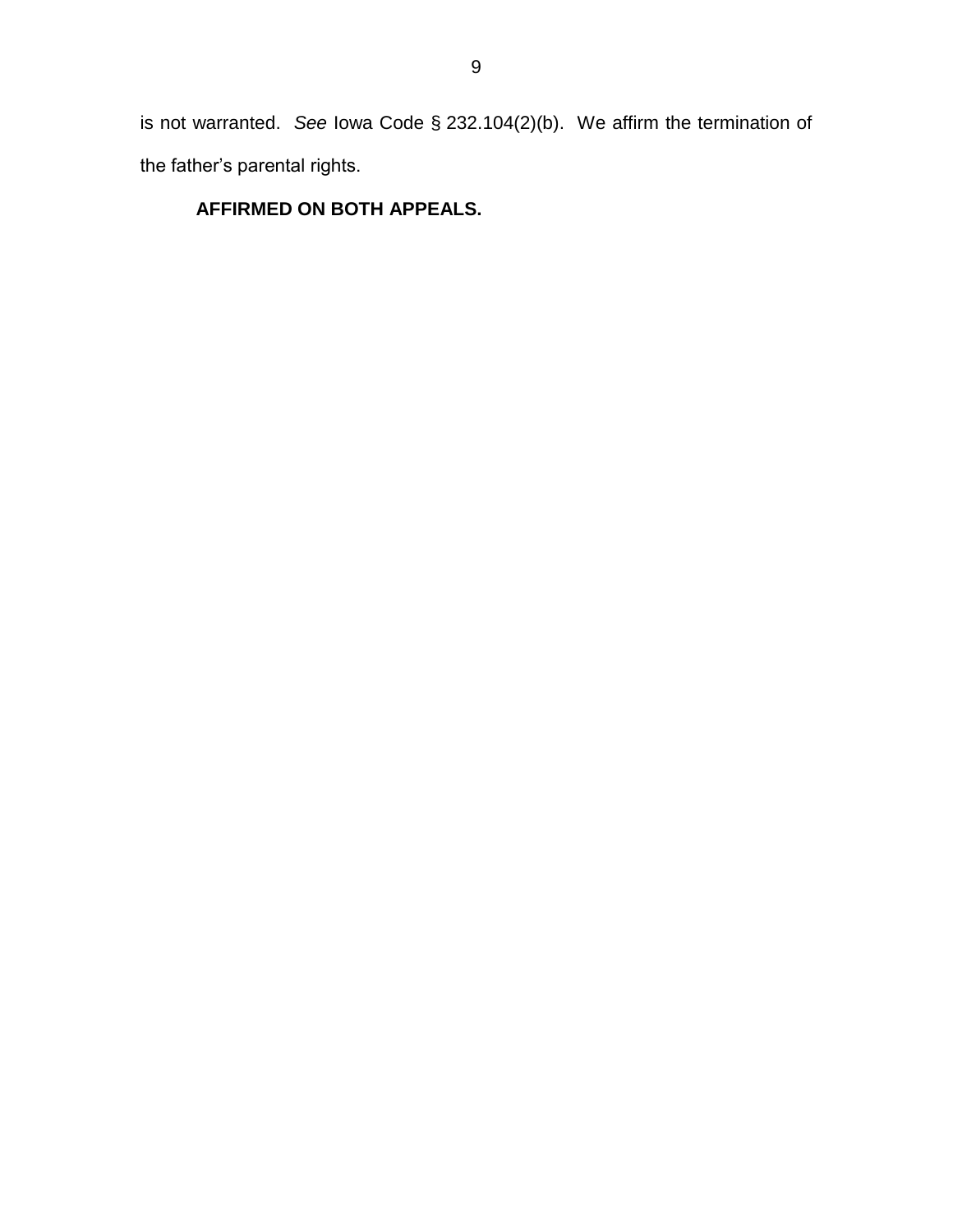is not warranted. *See* Iowa Code § 232.104(2)(b). We affirm the termination of the father's parental rights.

**AFFIRMED ON BOTH APPEALS.**